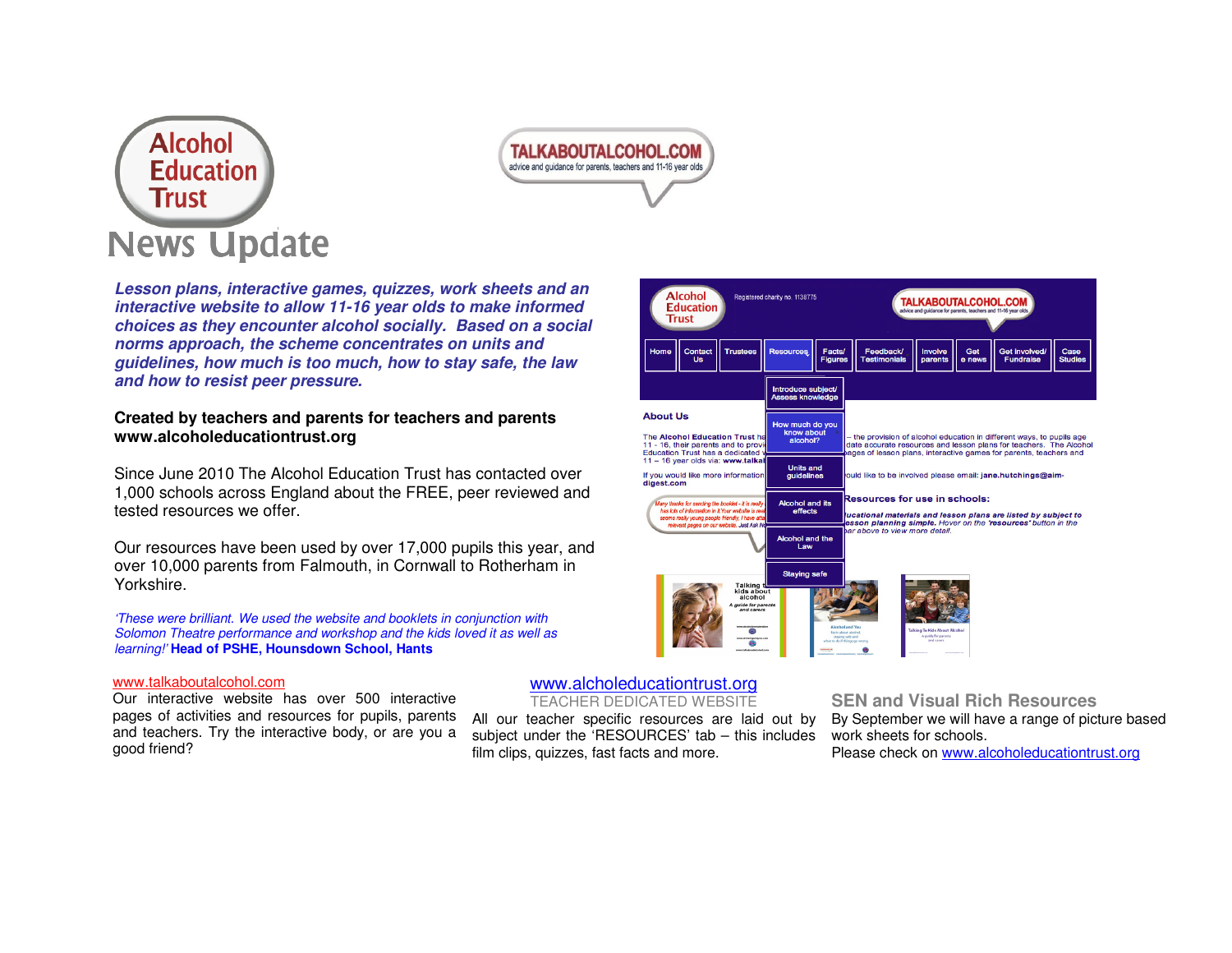Alcohol Education Trust

TALKABOUTALCOHOL.COM
advice and guidance for parents, teachers and 11-16 year olds

# News Update

***Lesson plans, interactive games, quizzes, work sheets and an interactive website to allow 11-16 year olds to make informed choices as they encounter alcohol socially. Based on a social norms approach, the scheme concentrates on units and guidelines, how much is too much, how to stay safe, the law and how to resist peer pressure.***

**Created by teachers and parents for teachers and parents**
**www.alcoholeducationtrust.org**

Since June 2010 The Alcohol Education Trust has contacted over 1,000 schools across England about the FREE, peer reviewed and tested resources we offer.

Our resources have been used by over 17,000 pupils this year, and over 10,000 parents from Falmouth, in Cornwall to Rotherham in Yorkshire.

*'These were brilliant. We used the website and booklets in conjunction with Solomon Theatre performance and workshop and the kids loved it as well as learning!'* **Head of PSHE, Hounsdown School, Hants**

www.talkaboutalcohol.com
Our interactive website has over 500 interactive pages of activities and resources for pupils, parents and teachers. Try the interactive body, or are you a good friend?

www.alcholeducationtrust.org
TEACHER DEDICATED WEBSITE
All our teacher specific resources are laid out by subject under the 'RESOURCES' tab – this includes film clips, quizzes, fast facts and more.

## SEN and Visual Rich Resources

By September we will have a range of picture based work sheets for schools.
Please check on www.alcoholeducationtrust.org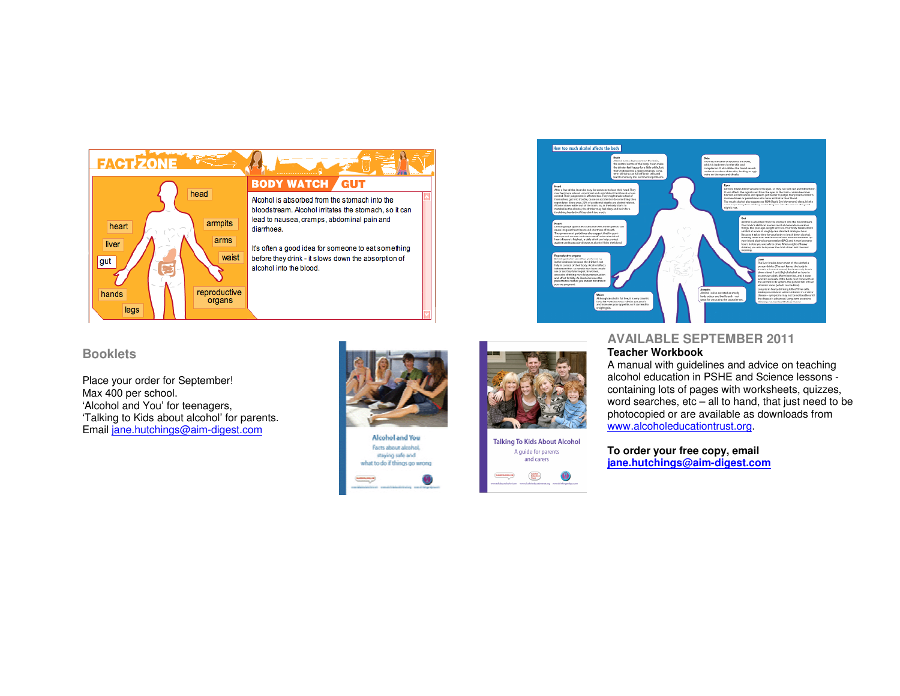FACT ZONE

head

heart

armpits

liver

arms

gut

waist

hands

reproductive organs

legs

## BODY WATCH GUT

Alcohol is absorbed from the stomach into the bloodstream. Alcohol irritates the stomach, so it can lead to nausea, cramps, abdominal pain and diarrhoea.

It's often a good idea for someone to eat something before they drink - it slows down the absorption of alcohol into the blood.

How too much alcohol affects the body

## Booklets

Place your order for September!
Max 400 per school.
'Alcohol and You' for teenagers,
'Talking to Kids about alcohol' for parents.
Email jane.hutchings@aim-digest.com

Alcohol and You
Facts about alcohol, staying safe and what to do if things go wrong

Talking To Kids About Alcohol
A guide for parents and carers

## AVAILABLE SEPTEMBER 2011

**Teacher Workbook**

A manual with guidelines and advice on teaching alcohol education in PSHE and Science lessons - containing lots of pages with worksheets, quizzes, word searches, etc – all to hand, that just need to be photocopied or are available as downloads from www.alcoholeducationtrust.org.

**To order your free copy, email jane.hutchings@aim-digest.com**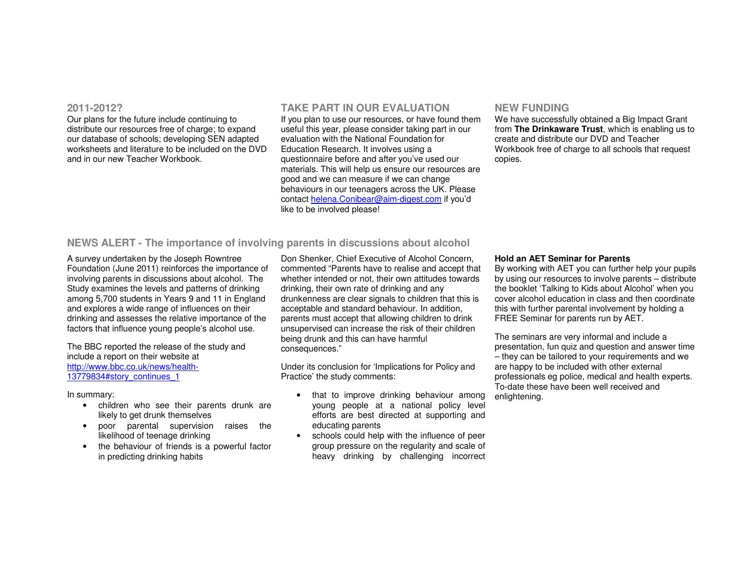## 2011-2012?

Our plans for the future include continuing to distribute our resources free of charge; to expand our database of schools; developing SEN adapted worksheets and literature to be included on the DVD and in our new Teacher Workbook.

## TAKE PART IN OUR EVALUATION

If you plan to use our resources, or have found them useful this year, please consider taking part in our evaluation with the National Foundation for Education Research. It involves using a questionnaire before and after you've used our materials. This will help us ensure our resources are good and we can measure if we can change behaviours in our teenagers across the UK. Please contact [helena.Conibear@aim-digest.com](mailto:helena.Conibear@aim-digest.com) if you'd like to be involved please!

## NEW FUNDING

We have successfully obtained a Big Impact Grant from **The Drinkaware Trust**, which is enabling us to create and distribute our DVD and Teacher Workbook free of charge to all schools that request copies.

## NEWS ALERT - The importance of involving parents in discussions about alcohol

A survey undertaken by the Joseph Rowntree Foundation (June 2011) reinforces the importance of involving parents in discussions about alcohol. The Study examines the levels and patterns of drinking among 5,700 students in Years 9 and 11 in England and explores a wide range of influences on their drinking and assesses the relative importance of the factors that influence young people's alcohol use.

The BBC reported the release of the study and include a report on their website at [http://www.bbc.co.uk/news/health-13779834#story_continues_1](http://www.bbc.co.uk/news/health-13779834#story_continues_1)

In summary:

- children who see their parents drunk are likely to get drunk themselves
- poor parental supervision raises the likelihood of teenage drinking
- the behaviour of friends is a powerful factor in predicting drinking habits

Don Shenker, Chief Executive of Alcohol Concern, commented "Parents have to realise and accept that whether intended or not, their own attitudes towards drinking, their own rate of drinking and any drunkenness are clear signals to children that this is acceptable and standard behaviour. In addition, parents must accept that allowing children to drink unsupervised can increase the risk of their children being drunk and this can have harmful consequences."

Under its conclusion for 'Implications for Policy and Practice' the study comments:

- that to improve drinking behaviour among young people at a national policy level efforts are best directed at supporting and educating parents
- schools could help with the influence of peer group pressure on the regularity and scale of heavy drinking by challenging incorrect

### Hold an AET Seminar for Parents

By working with AET you can further help your pupils by using our resources to involve parents – distribute the booklet 'Talking to Kids about Alcohol' when you cover alcohol education in class and then coordinate this with further parental involvement by holding a FREE Seminar for parents run by AET.

The seminars are very informal and include a presentation, fun quiz and question and answer time – they can be tailored to your requirements and we are happy to be included with other external professionals eg police, medical and health experts. To-date these have been well received and enlightening.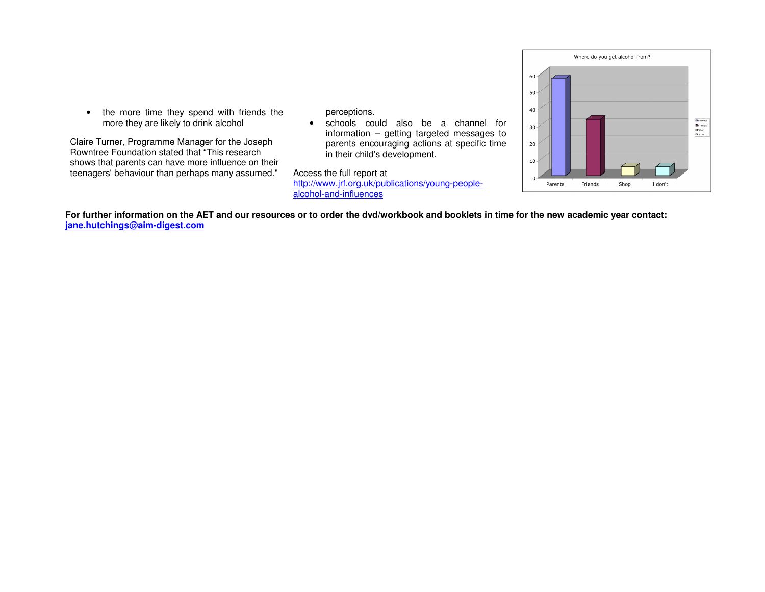- the more time they spend with friends the more they are likely to drink alcohol

Claire Turner, Programme Manager for the Joseph Rowntree Foundation stated that "This research shows that parents can have more influence on their teenagers' behaviour than perhaps many assumed."

perceptions.

- schools could also be a channel for information – getting targeted messages to parents encouraging actions at specific time in their child's development.

Access the full report at [http://www.jrf.org.uk/publications/young-people-alcohol-and-influences](http://www.jrf.org.uk/publications/young-people-alcohol-and-influences)

Where do you get alcohol from?

0
10
20
30
40
50
60

Parents
Friends
Shop
I don't

**For further information on the AET and our resources or to order the dvd/workbook and booklets in time for the new academic year contact: [jane.hutchings@aim-digest.com](mailto:jane.hutchings@aim-digest.com)**